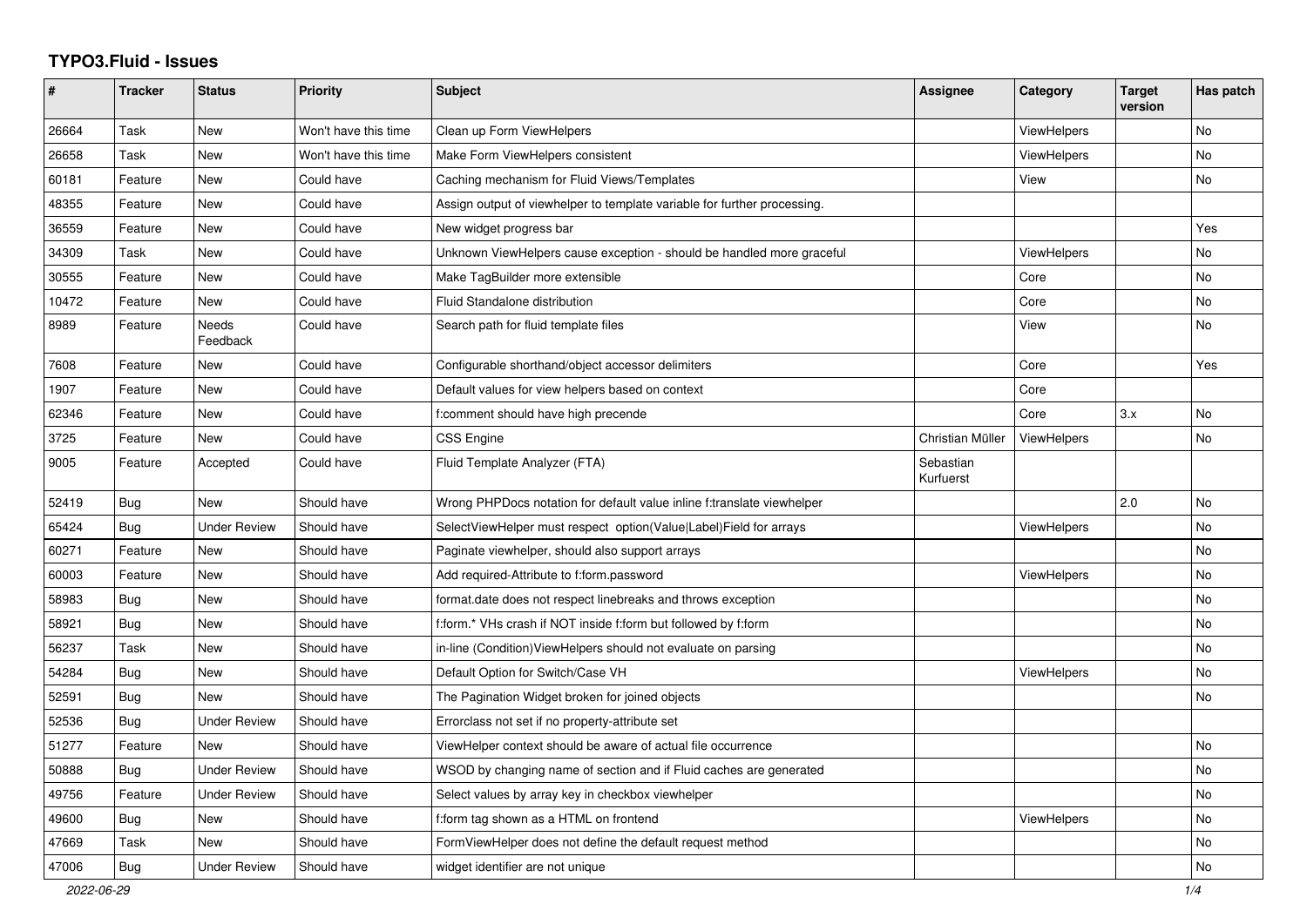# TYPO3.Fluid - Issues

| # | Tracker | Status | Priority | Subject | Assignee | Category | Target version | Has patch |
|---|---|---|---|---|---|---|---|---|
| 26664 | Task | New | Won't have this time | Clean up Form ViewHelpers | | ViewHelpers | | No |
| 26658 | Task | New | Won't have this time | Make Form ViewHelpers consistent | | ViewHelpers | | No |
| 60181 | Feature | New | Could have | Caching mechanism for Fluid Views/Templates | | View | | No |
| 48355 | Feature | New | Could have | Assign output of viewhelper to template variable for further processing. | | | | |
| 36559 | Feature | New | Could have | New widget progress bar | | | | Yes |
| 34309 | Task | New | Could have | Unknown ViewHelpers cause exception - should be handled more graceful | | ViewHelpers | | No |
| 30555 | Feature | New | Could have | Make TagBuilder more extensible | | Core | | No |
| 10472 | Feature | New | Could have | Fluid Standalone distribution | | Core | | No |
| 8989 | Feature | Needs Feedback | Could have | Search path for fluid template files | | View | | No |
| 7608 | Feature | New | Could have | Configurable shorthand/object accessor delimiters | | Core | | Yes |
| 1907 | Feature | New | Could have | Default values for view helpers based on context | | Core | | |
| 62346 | Feature | New | Could have | f:comment should have high precende | | Core | 3.x | No |
| 3725 | Feature | New | Could have | CSS Engine | Christian Müller | ViewHelpers | | No |
| 9005 | Feature | Accepted | Could have | Fluid Template Analyzer (FTA) | Sebastian Kurfuerst | | | |
| 52419 | Bug | New | Should have | Wrong PHPDocs notation for default value inline f:translate viewhelper | | | 2.0 | No |
| 65424 | Bug | Under Review | Should have | SelectViewHelper must respect option(Value\|Label)Field for arrays | | ViewHelpers | | No |
| 60271 | Feature | New | Should have | Paginate viewhelper, should also support arrays | | | | No |
| 60003 | Feature | New | Should have | Add required-Attribute to f:form.password | | ViewHelpers | | No |
| 58983 | Bug | New | Should have | format.date does not respect linebreaks and throws exception | | | | No |
| 58921 | Bug | New | Should have | f:form.* VHs crash if NOT inside f:form but followed by f:form | | | | No |
| 56237 | Task | New | Should have | in-line (Condition)ViewHelpers should not evaluate on parsing | | | | No |
| 54284 | Bug | New | Should have | Default Option for Switch/Case VH | | ViewHelpers | | No |
| 52591 | Bug | New | Should have | The Pagination Widget broken for joined objects | | | | No |
| 52536 | Bug | Under Review | Should have | Errorclass not set if no property-attribute set | | | | |
| 51277 | Feature | New | Should have | ViewHelper context should be aware of actual file occurrence | | | | No |
| 50888 | Bug | Under Review | Should have | WSOD by changing name of section and if Fluid caches are generated | | | | No |
| 49756 | Feature | Under Review | Should have | Select values by array key in checkbox viewhelper | | | | No |
| 49600 | Bug | New | Should have | f:form tag shown as a HTML on frontend | | ViewHelpers | | No |
| 47669 | Task | New | Should have | FormViewHelper does not define the default request method | | | | No |
| 47006 | Bug | Under Review | Should have | widget identifier are not unique | | | | No |

2022-06-29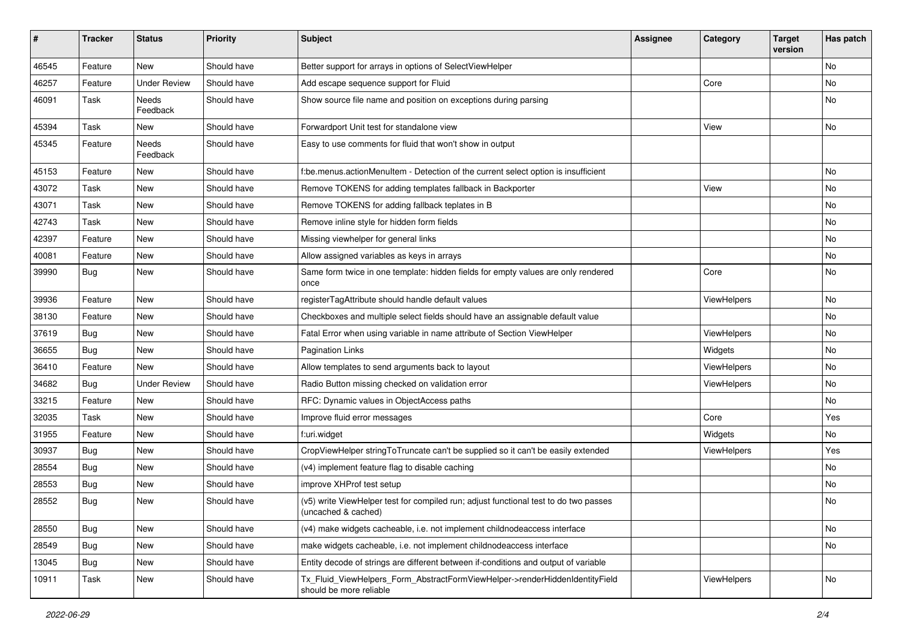| # | Tracker | Status | Priority | Subject | Assignee | Category | Target version | Has patch |
|---|---|---|---|---|---|---|---|---|
| 46545 | Feature | New | Should have | Better support for arrays in options of SelectViewHelper | | | | No |
| 46257 | Feature | Under Review | Should have | Add escape sequence support for Fluid | | Core | | No |
| 46091 | Task | Needs Feedback | Should have | Show source file name and position on exceptions during parsing | | | | No |
| 45394 | Task | New | Should have | Forwardport Unit test for standalone view | | View | | No |
| 45345 | Feature | Needs Feedback | Should have | Easy to use comments for fluid that won't show in output | | | | |
| 45153 | Feature | New | Should have | f:be.menus.actionMenuItem - Detection of the current select option is insufficient | | | | No |
| 43072 | Task | New | Should have | Remove TOKENS for adding templates fallback in Backporter | | View | | No |
| 43071 | Task | New | Should have | Remove TOKENS for adding fallback teplates in B | | | | No |
| 42743 | Task | New | Should have | Remove inline style for hidden form fields | | | | No |
| 42397 | Feature | New | Should have | Missing viewhelper for general links | | | | No |
| 40081 | Feature | New | Should have | Allow assigned variables as keys in arrays | | | | No |
| 39990 | Bug | New | Should have | Same form twice in one template: hidden fields for empty values are only rendered once | | Core | | No |
| 39936 | Feature | New | Should have | registerTagAttribute should handle default values | | ViewHelpers | | No |
| 38130 | Feature | New | Should have | Checkboxes and multiple select fields should have an assignable default value | | | | No |
| 37619 | Bug | New | Should have | Fatal Error when using variable in name attribute of Section ViewHelper | | ViewHelpers | | No |
| 36655 | Bug | New | Should have | Pagination Links | | Widgets | | No |
| 36410 | Feature | New | Should have | Allow templates to send arguments back to layout | | ViewHelpers | | No |
| 34682 | Bug | Under Review | Should have | Radio Button missing checked on validation error | | ViewHelpers | | No |
| 33215 | Feature | New | Should have | RFC: Dynamic values in ObjectAccess paths | | | | No |
| 32035 | Task | New | Should have | Improve fluid error messages | | Core | | Yes |
| 31955 | Feature | New | Should have | f:uri.widget | | Widgets | | No |
| 30937 | Bug | New | Should have | CropViewHelper stringToTruncate can't be supplied so it can't be easily extended | | ViewHelpers | | Yes |
| 28554 | Bug | New | Should have | (v4) implement feature flag to disable caching | | | | No |
| 28553 | Bug | New | Should have | improve XHProf test setup | | | | No |
| 28552 | Bug | New | Should have | (v5) write ViewHelper test for compiled run; adjust functional test to do two passes (uncached & cached) | | | | No |
| 28550 | Bug | New | Should have | (v4) make widgets cacheable, i.e. not implement childnodeaccess interface | | | | No |
| 28549 | Bug | New | Should have | make widgets cacheable, i.e. not implement childnodeaccess interface | | | | No |
| 13045 | Bug | New | Should have | Entity decode of strings are different between if-conditions and output of variable | | | | |
| 10911 | Task | New | Should have | Tx_Fluid_ViewHelpers_Form_AbstractFormViewHelper->renderHiddenIdentityField should be more reliable | | ViewHelpers | | No |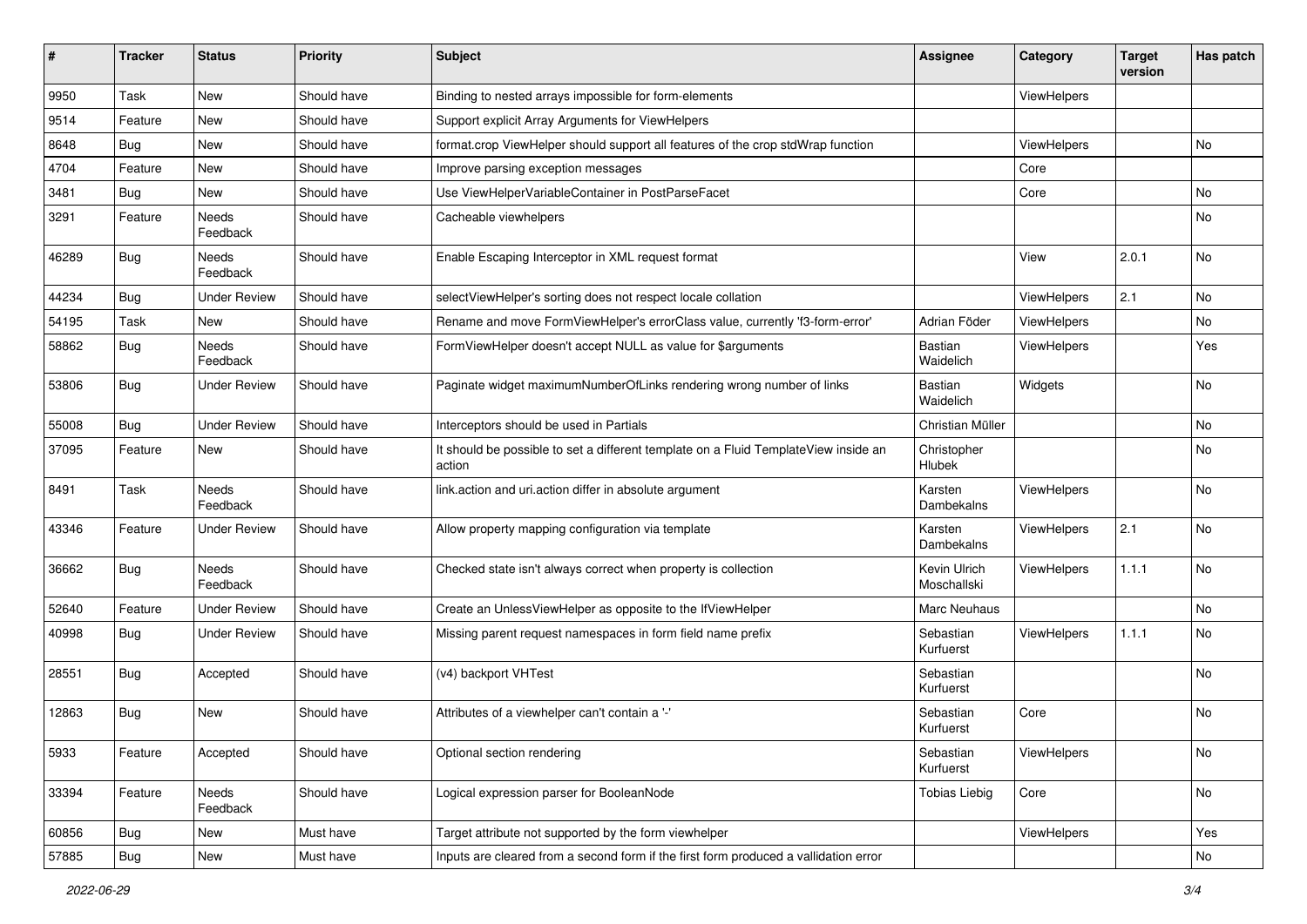| # | Tracker | Status | Priority | Subject | Assignee | Category | Target version | Has patch |
|---|---|---|---|---|---|---|---|---|
| 9950 | Task | New | Should have | Binding to nested arrays impossible for form-elements | | ViewHelpers | | |
| 9514 | Feature | New | Should have | Support explicit Array Arguments for ViewHelpers | | | | |
| 8648 | Bug | New | Should have | format.crop ViewHelper should support all features of the crop stdWrap function | | ViewHelpers | | No |
| 4704 | Feature | New | Should have | Improve parsing exception messages | | Core | | |
| 3481 | Bug | New | Should have | Use ViewHelperVariableContainer in PostParseFacet | | Core | | No |
| 3291 | Feature | Needs Feedback | Should have | Cacheable viewhelpers | | | | No |
| 46289 | Bug | Needs Feedback | Should have | Enable Escaping Interceptor in XML request format | | View | 2.0.1 | No |
| 44234 | Bug | Under Review | Should have | selectViewHelper's sorting does not respect locale collation | | ViewHelpers | 2.1 | No |
| 54195 | Task | New | Should have | Rename and move FormViewHelper's errorClass value, currently 'f3-form-error' | Adrian Föder | ViewHelpers | | No |
| 58862 | Bug | Needs Feedback | Should have | FormViewHelper doesn't accept NULL as value for $arguments | Bastian Waidelich | ViewHelpers | | Yes |
| 53806 | Bug | Under Review | Should have | Paginate widget maximumNumberOfLinks rendering wrong number of links | Bastian Waidelich | Widgets | | No |
| 55008 | Bug | Under Review | Should have | Interceptors should be used in Partials | Christian Müller | | | No |
| 37095 | Feature | New | Should have | It should be possible to set a different template on a Fluid TemplateView inside an action | Christopher Hlubek | | | No |
| 8491 | Task | Needs Feedback | Should have | link.action and uri.action differ in absolute argument | Karsten Dambekalns | ViewHelpers | | No |
| 43346 | Feature | Under Review | Should have | Allow property mapping configuration via template | Karsten Dambekalns | ViewHelpers | 2.1 | No |
| 36662 | Bug | Needs Feedback | Should have | Checked state isn't always correct when property is collection | Kevin Ulrich Moschallski | ViewHelpers | 1.1.1 | No |
| 52640 | Feature | Under Review | Should have | Create an UnlessViewHelper as opposite to the IfViewHelper | Marc Neuhaus | | | No |
| 40998 | Bug | Under Review | Should have | Missing parent request namespaces in form field name prefix | Sebastian Kurfuerst | ViewHelpers | 1.1.1 | No |
| 28551 | Bug | Accepted | Should have | (v4) backport VHTest | Sebastian Kurfuerst | | | No |
| 12863 | Bug | New | Should have | Attributes of a viewhelper can't contain a '-' | Sebastian Kurfuerst | Core | | No |
| 5933 | Feature | Accepted | Should have | Optional section rendering | Sebastian Kurfuerst | ViewHelpers | | No |
| 33394 | Feature | Needs Feedback | Should have | Logical expression parser for BooleanNode | Tobias Liebig | Core | | No |
| 60856 | Bug | New | Must have | Target attribute not supported by the form viewhelper | | ViewHelpers | | Yes |
| 57885 | Bug | New | Must have | Inputs are cleared from a second form if the first form produced a vallidation error | | | | No |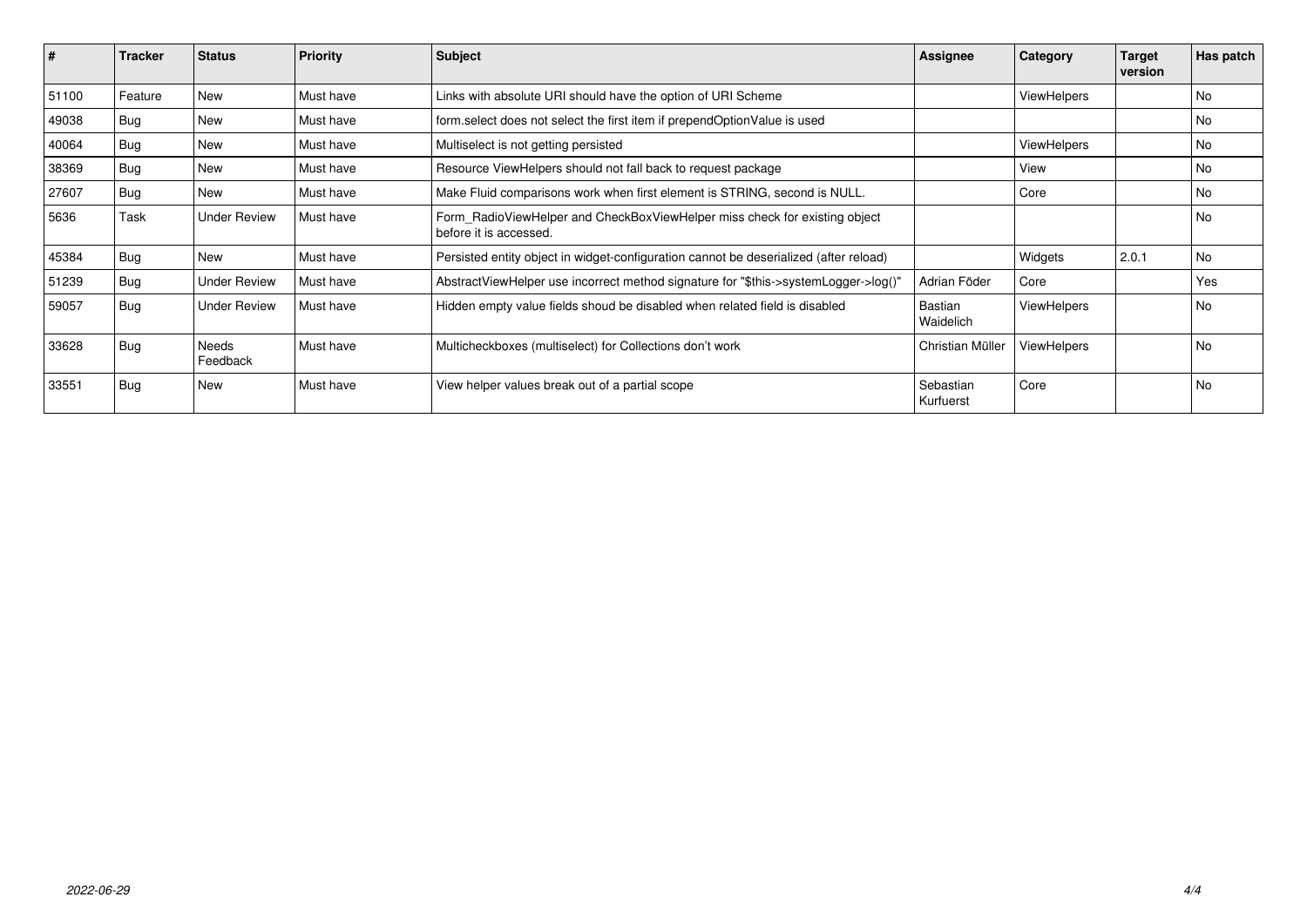| # | Tracker | Status | Priority | Subject | Assignee | Category | Target version | Has patch |
|---|---|---|---|---|---|---|---|---|
| 51100 | Feature | New | Must have | Links with absolute URI should have the option of URI Scheme | | ViewHelpers | | No |
| 49038 | Bug | New | Must have | form.select does not select the first item if prependOptionValue is used | | | | No |
| 40064 | Bug | New | Must have | Multiselect is not getting persisted | | ViewHelpers | | No |
| 38369 | Bug | New | Must have | Resource ViewHelpers should not fall back to request package | | View | | No |
| 27607 | Bug | New | Must have | Make Fluid comparisons work when first element is STRING, second is NULL. | | Core | | No |
| 5636 | Task | Under Review | Must have | Form_RadioViewHelper and CheckBoxViewHelper miss check for existing object before it is accessed. | | | | No |
| 45384 | Bug | New | Must have | Persisted entity object in widget-configuration cannot be deserialized (after reload) | | Widgets | 2.0.1 | No |
| 51239 | Bug | Under Review | Must have | AbstractViewHelper use incorrect method signature for "$this->systemLogger->log()" | Adrian Föder | Core | | Yes |
| 59057 | Bug | Under Review | Must have | Hidden empty value fields shoud be disabled when related field is disabled | Bastian Waidelich | ViewHelpers | | No |
| 33628 | Bug | Needs Feedback | Must have | Multicheckboxes (multiselect) for Collections don't work | Christian Müller | ViewHelpers | | No |
| 33551 | Bug | New | Must have | View helper values break out of a partial scope | Sebastian Kurfuerst | Core | | No |